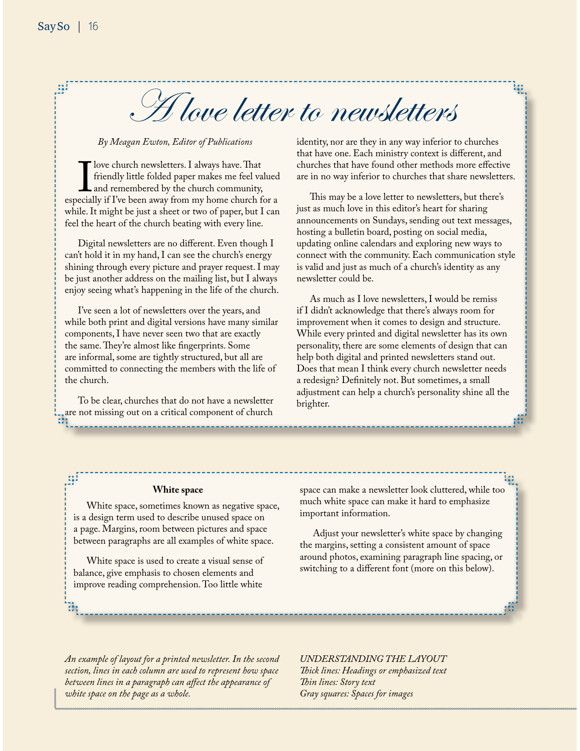# A love letter to newsletters

*By Meagan Ewton, Editor of Publications*

I love church newsletters. I always have. That friendly little folded paper makes me feel valued and remembered by the church community, especially if I've been away from my home church for a while. It might be just a sheet or two of paper, but I can feel the heart of the church beating with every line.

Digital newsletters are no different. Even though I can't hold it in my hand, I can see the church's energy shining through every picture and prayer request. I may be just another address on the mailing list, but I always enjoy seeing what's happening in the life of the church.

I've seen a lot of newsletters over the years, and while both print and digital versions have many similar components, I have never seen two that are exactly the same. They're almost like fingerprints. Some are informal, some are tightly structured, but all are committed to connecting the members with the life of the church.

To be clear, churches that do not have a newsletter are not missing out on a critical component of church identity, nor are they in any way inferior to churches that have one. Each ministry context is different, and churches that have found other methods more effective are in no way inferior to churches that share newsletters.

This may be a love letter to newsletters, but there's just as much love in this editor's heart for sharing announcements on Sundays, sending out text messages, hosting a bulletin board, posting on social media, updating online calendars and exploring new ways to connect with the community. Each communication style is valid and just as much of a church's identity as any newsletter could be.

As much as I love newsletters, I would be remiss if I didn't acknowledge that there's always room for improvement when it comes to design and structure. While every printed and digital newsletter has its own personality, there are some elements of design that can help both digital and printed newsletters stand out. Does that mean I think every church newsletter needs a redesign? Definitely not. But sometimes, a small adjustment can help a church's personality shine all the brighter.

**White space**

White space, sometimes known as negative space, is a design term used to describe unused space on a page. Margins, room between pictures and space between paragraphs are all examples of white space.

White space is used to create a visual sense of balance, give emphasis to chosen elements and improve reading comprehension. Too little white space can make a newsletter look cluttered, while too much white space can make it hard to emphasize important information.

Adjust your newsletter's white space by changing the margins, setting a consistent amount of space around photos, examining paragraph line spacing, or switching to a different font (more on this below).

*An example of layout for a printed newsletter. In the second section, lines in each column are used to represent how space between lines in a paragraph can affect the appearance of white space on the page as a whole.*

*UNDERSTANDING THE LAYOUT*
*Thick lines: Headings or emphasized text*
*Thin lines: Story text*
*Gray squares: Spaces for images*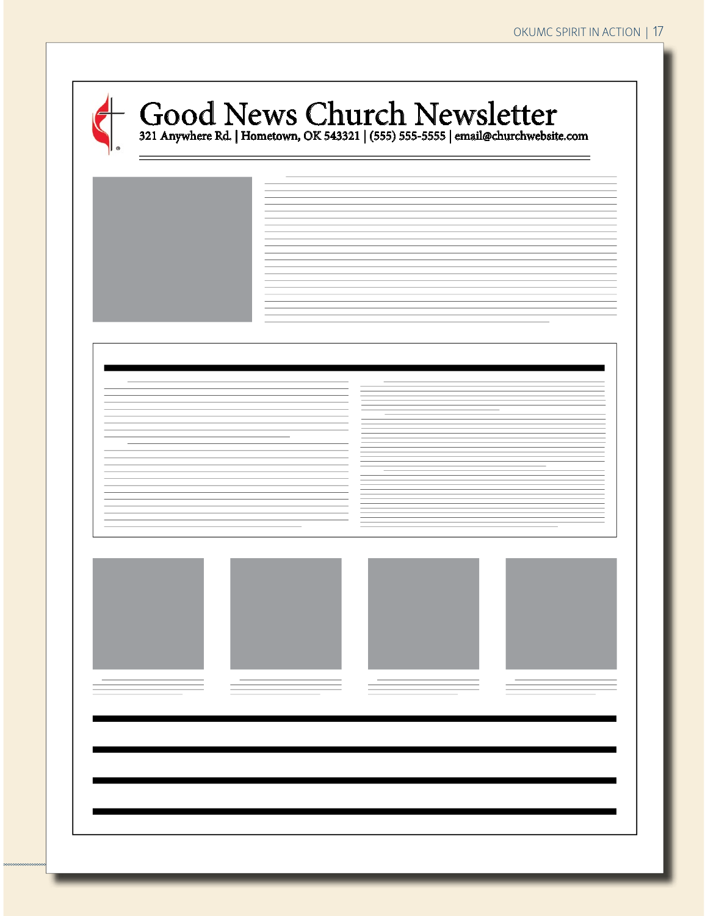# Good News Church Newsletter

321 Anywhere Rd. | Hometown, OK 543321 | (555) 555-5555 | email@churchwebsite.com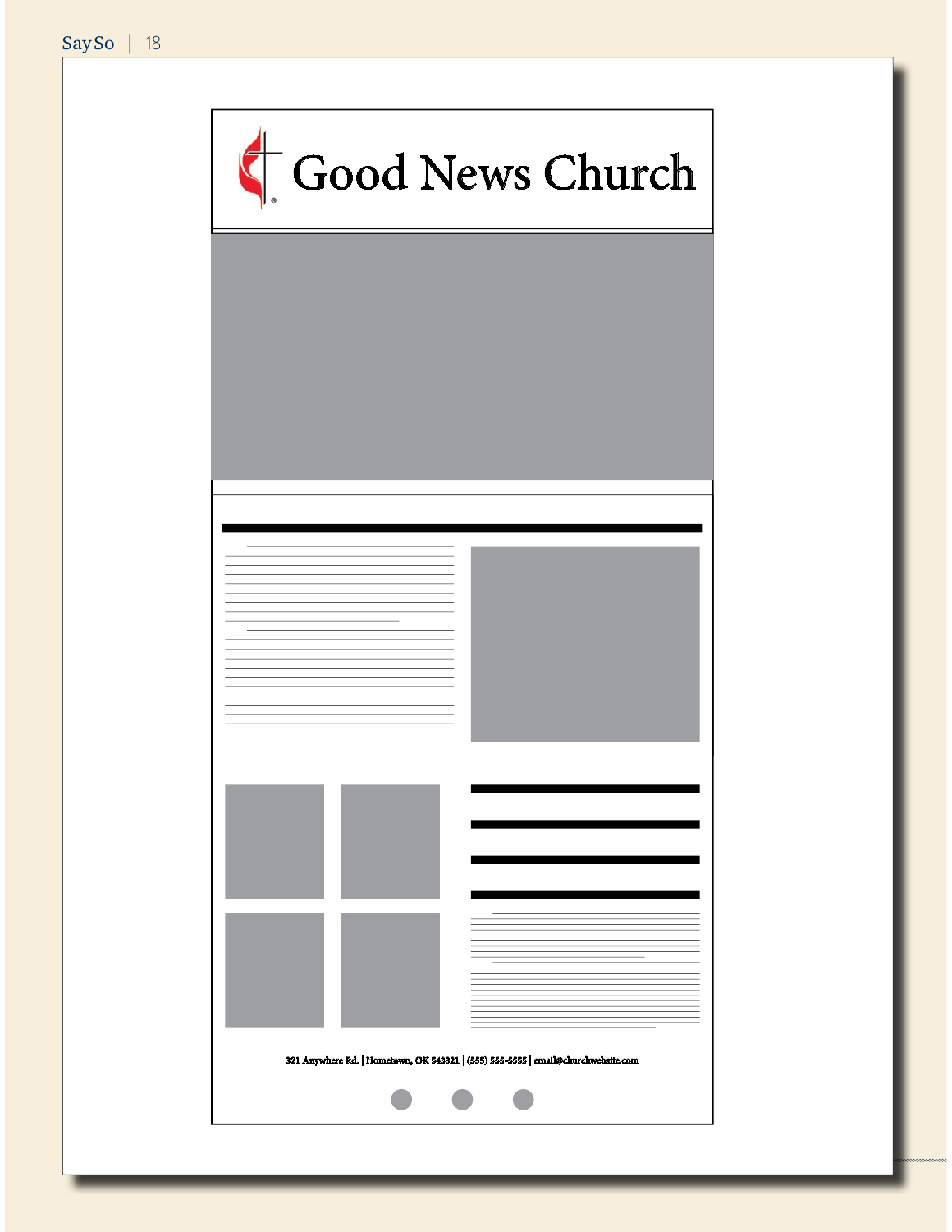# Good News Church

321 Anywhere Rd. | Hometown, OK 543321 | (555) 555-5555 | email@churchwebsite.com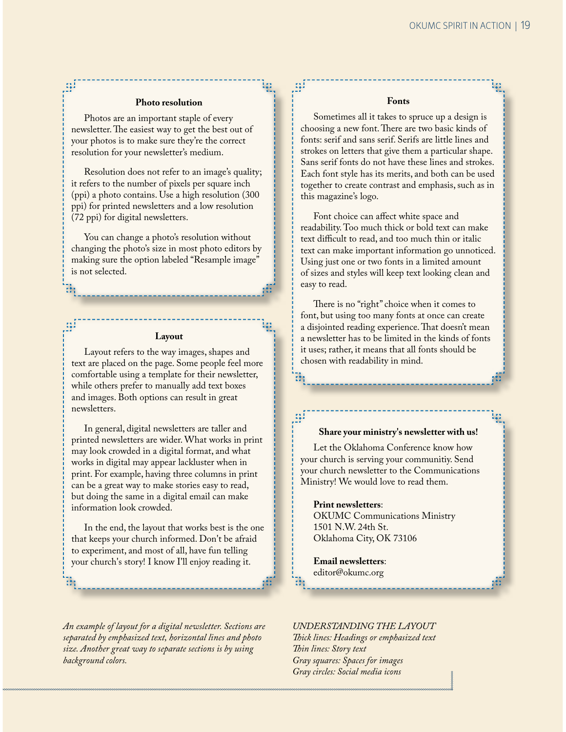### Photo resolution

Photos are an important staple of every newsletter. The easiest way to get the best out of your photos is to make sure they're the correct resolution for your newsletter's medium.

Resolution does not refer to an image's quality; it refers to the number of pixels per square inch (ppi) a photo contains. Use a high resolution (300 ppi) for printed newsletters and a low resolution (72 ppi) for digital newsletters.

You can change a photo's resolution without changing the photo's size in most photo editors by making sure the option labeled "Resample image" is not selected.

### Layout

Layout refers to the way images, shapes and text are placed on the page. Some people feel more comfortable using a template for their newsletter, while others prefer to manually add text boxes and images. Both options can result in great newsletters.

In general, digital newsletters are taller and printed newsletters are wider. What works in print may look crowded in a digital format, and what works in digital may appear lackluster when in print. For example, having three columns in print can be a great way to make stories easy to read, but doing the same in a digital email can make information look crowded.

In the end, the layout that works best is the one that keeps your church informed. Don't be afraid to experiment, and most of all, have fun telling your church's story! I know I'll enjoy reading it.

*An example of layout for a digital newsletter. Sections are separated by emphasized text, horizontal lines and photo size. Another great way to separate sections is by using background colors.*

### Fonts

Sometimes all it takes to spruce up a design is choosing a new font. There are two basic kinds of fonts: serif and sans serif. Serifs are little lines and strokes on letters that give them a particular shape. Sans serif fonts do not have these lines and strokes. Each font style has its merits, and both can be used together to create contrast and emphasis, such as in this magazine's logo.

Font choice can affect white space and readability. Too much thick or bold text can make text difficult to read, and too much thin or italic text can make important information go unnoticed. Using just one or two fonts in a limited amount of sizes and styles will keep text looking clean and easy to read.

There is no "right" choice when it comes to font, but using too many fonts at once can create a disjointed reading experience. That doesn't mean a newsletter has to be limited in the kinds of fonts it uses; rather, it means that all fonts should be chosen with readability in mind.

### Share your ministry's newsletter with us!

Let the Oklahoma Conference know how your church is serving your communitiy. Send your church newsletter to the Communications Ministry! We would love to read them.

**Print newsletters**:
OKUMC Communications Ministry
1501 N.W. 24th St.
Oklahoma City, OK 73106

**Email newsletters**:
editor@okumc.org

*UNDERSTANDING THE LAYOUT*
*Thick lines: Headings or emphasized text*
*Thin lines: Story text*
*Gray squares: Spaces for images*
*Gray circles: Social media icons*